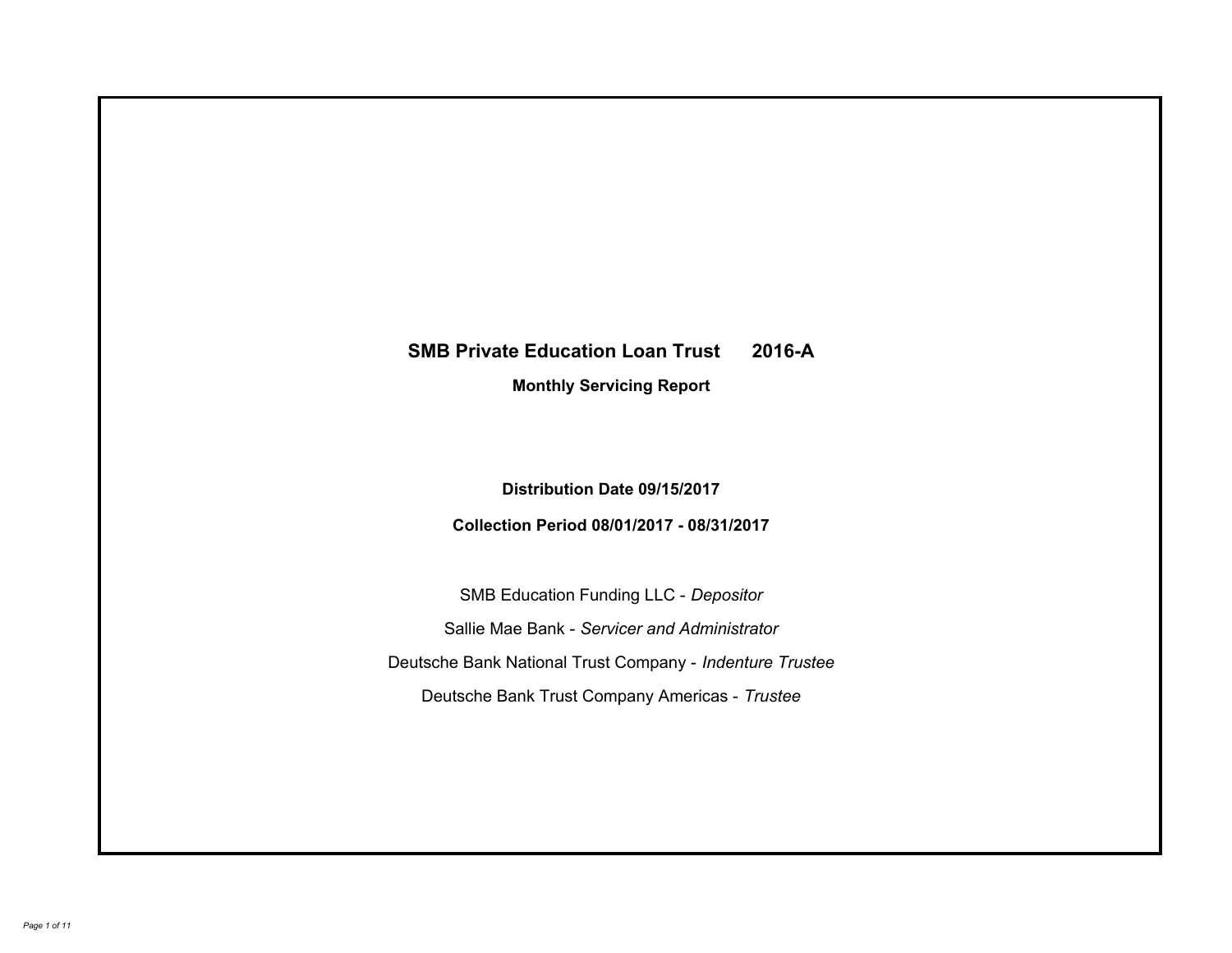# SMB Private Education Loan Trust 2016-A

## Monthly Servicing Report

**Distribution Date 09/15/2017**

**Collection Period 08/01/2017 - 08/31/2017**

SMB Education Funding LLC - *Depositor*

Sallie Mae Bank - *Servicer and Administrator*

Deutsche Bank National Trust Company - *Indenture Trustee*

Deutsche Bank Trust Company Americas - *Trustee*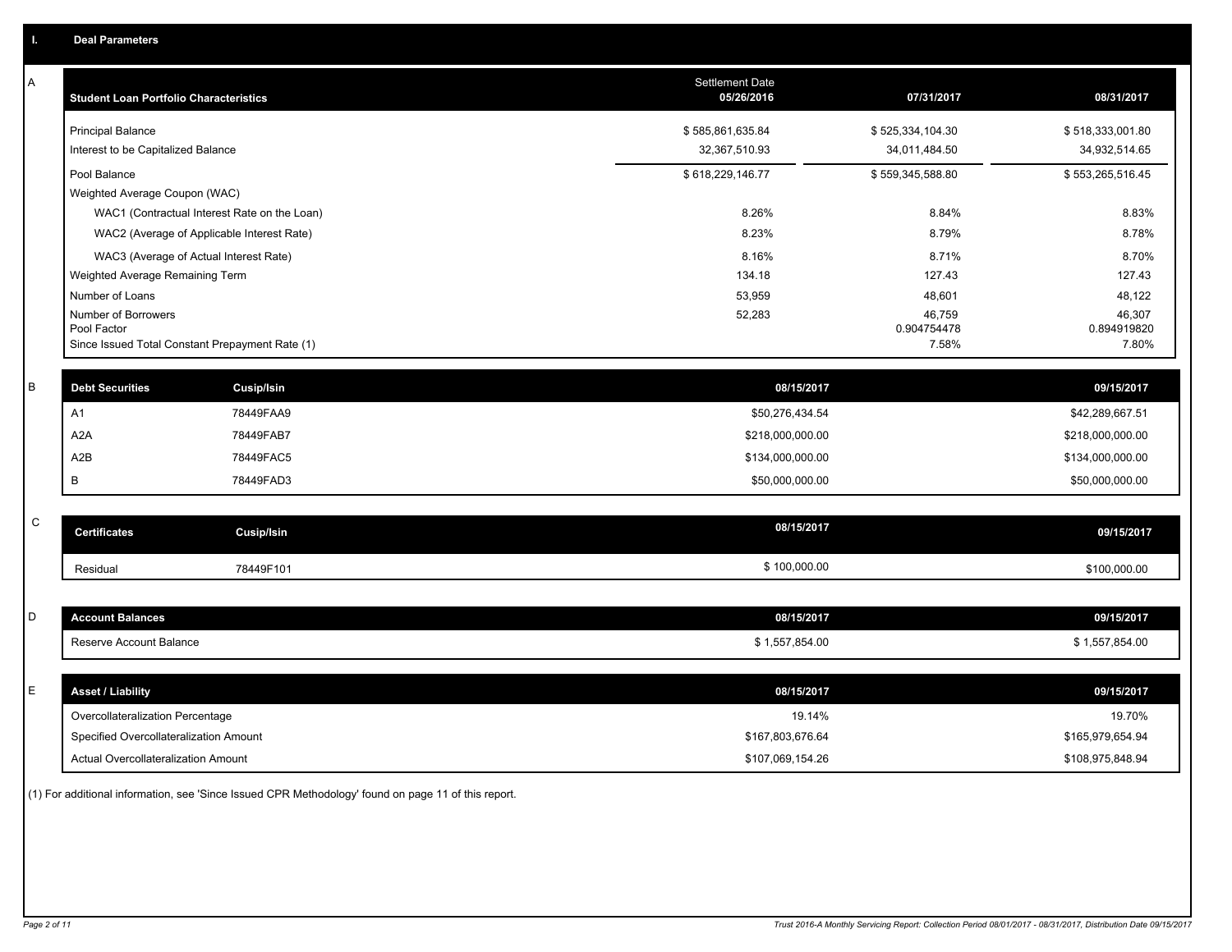## I. Deal Parameters

### A

| Student Loan Portfolio Characteristics | Settlement Date 05/26/2016 | 07/31/2017 | 08/31/2017 |
|---|---|---|---|
| Principal Balance | $ 585,861,635.84 | $ 525,334,104.30 | $ 518,333,001.80 |
| Interest to be Capitalized Balance | 32,367,510.93 | 34,011,484.50 | 34,932,514.65 |
| Pool Balance | $ 618,229,146.77 | $ 559,345,588.80 | $ 553,265,516.45 |
| Weighted Average Coupon (WAC) | | | |
| WAC1 (Contractual Interest Rate on the Loan) | 8.26% | 8.84% | 8.83% |
| WAC2 (Average of Applicable Interest Rate) | 8.23% | 8.79% | 8.78% |
| WAC3 (Average of Actual Interest Rate) | 8.16% | 8.71% | 8.70% |
| Weighted Average Remaining Term | 134.18 | 127.43 | 127.43 |
| Number of Loans | 53,959 | 48,601 | 48,122 |
| Number of Borrowers | 52,283 | 46,759 | 46,307 |
| Pool Factor | | 0.904754478 | 0.894919820 |
| Since Issued Total Constant Prepayment Rate (1) | | 7.58% | 7.80% |

### B

| Debt Securities | Cusip/Isin | 08/15/2017 | 09/15/2017 |
|---|---|---|---|
| A1 | 78449FAA9 | $50,276,434.54 | $42,289,667.51 |
| A2A | 78449FAB7 | $218,000,000.00 | $218,000,000.00 |
| A2B | 78449FAC5 | $134,000,000.00 | $134,000,000.00 |
| B | 78449FAD3 | $50,000,000.00 | $50,000,000.00 |

### C

| Certificates | Cusip/Isin | 08/15/2017 | 09/15/2017 |
|---|---|---|---|
| Residual | 78449F101 | $ 100,000.00 | $100,000.00 |

### D

| Account Balances | 08/15/2017 | 09/15/2017 |
|---|---|---|
| Reserve Account Balance | $ 1,557,854.00 | $ 1,557,854.00 |

### E

| Asset / Liability | 08/15/2017 | 09/15/2017 |
|---|---|---|
| Overcollateralization Percentage | 19.14% | 19.70% |
| Specified Overcollateralization Amount | $167,803,676.64 | $165,979,654.94 |
| Actual Overcollateralization Amount | $107,069,154.26 | $108,975,848.94 |

(1) For additional information, see 'Since Issued CPR Methodology' found on page 11 of this report.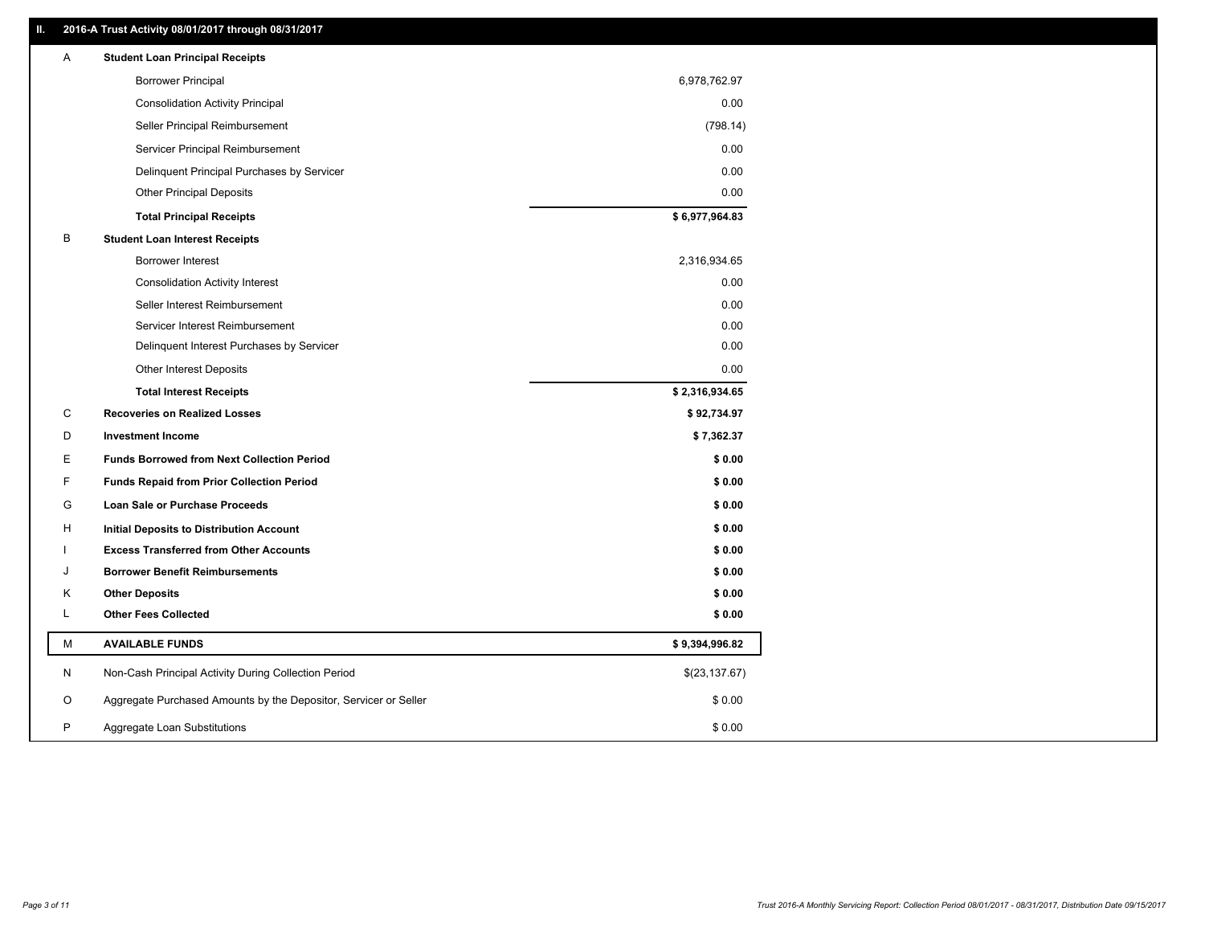## II. 2016-A Trust Activity 08/01/2017 through 08/31/2017

| | | |
|---|---|---|
| A | **Student Loan Principal Receipts** | |
| | Borrower Principal | 6,978,762.97 |
| | Consolidation Activity Principal | 0.00 |
| | Seller Principal Reimbursement | (798.14) |
| | Servicer Principal Reimbursement | 0.00 |
| | Delinquent Principal Purchases by Servicer | 0.00 |
| | Other Principal Deposits | 0.00 |
| | **Total Principal Receipts** | **$ 6,977,964.83** |
| B | **Student Loan Interest Receipts** | |
| | Borrower Interest | 2,316,934.65 |
| | Consolidation Activity Interest | 0.00 |
| | Seller Interest Reimbursement | 0.00 |
| | Servicer Interest Reimbursement | 0.00 |
| | Delinquent Interest Purchases by Servicer | 0.00 |
| | Other Interest Deposits | 0.00 |
| | **Total Interest Receipts** | **$ 2,316,934.65** |
| C | **Recoveries on Realized Losses** | **$ 92,734.97** |
| D | **Investment Income** | **$ 7,362.37** |
| E | **Funds Borrowed from Next Collection Period** | **$ 0.00** |
| F | **Funds Repaid from Prior Collection Period** | **$ 0.00** |
| G | **Loan Sale or Purchase Proceeds** | **$ 0.00** |
| H | **Initial Deposits to Distribution Account** | **$ 0.00** |
| I | **Excess Transferred from Other Accounts** | **$ 0.00** |
| J | **Borrower Benefit Reimbursements** | **$ 0.00** |
| K | **Other Deposits** | **$ 0.00** |
| L | **Other Fees Collected** | **$ 0.00** |
| M | **AVAILABLE FUNDS** | **$ 9,394,996.82** |
| N | Non-Cash Principal Activity During Collection Period | $(23,137.67) |
| O | Aggregate Purchased Amounts by the Depositor, Servicer or Seller | $ 0.00 |
| P | Aggregate Loan Substitutions | $ 0.00 |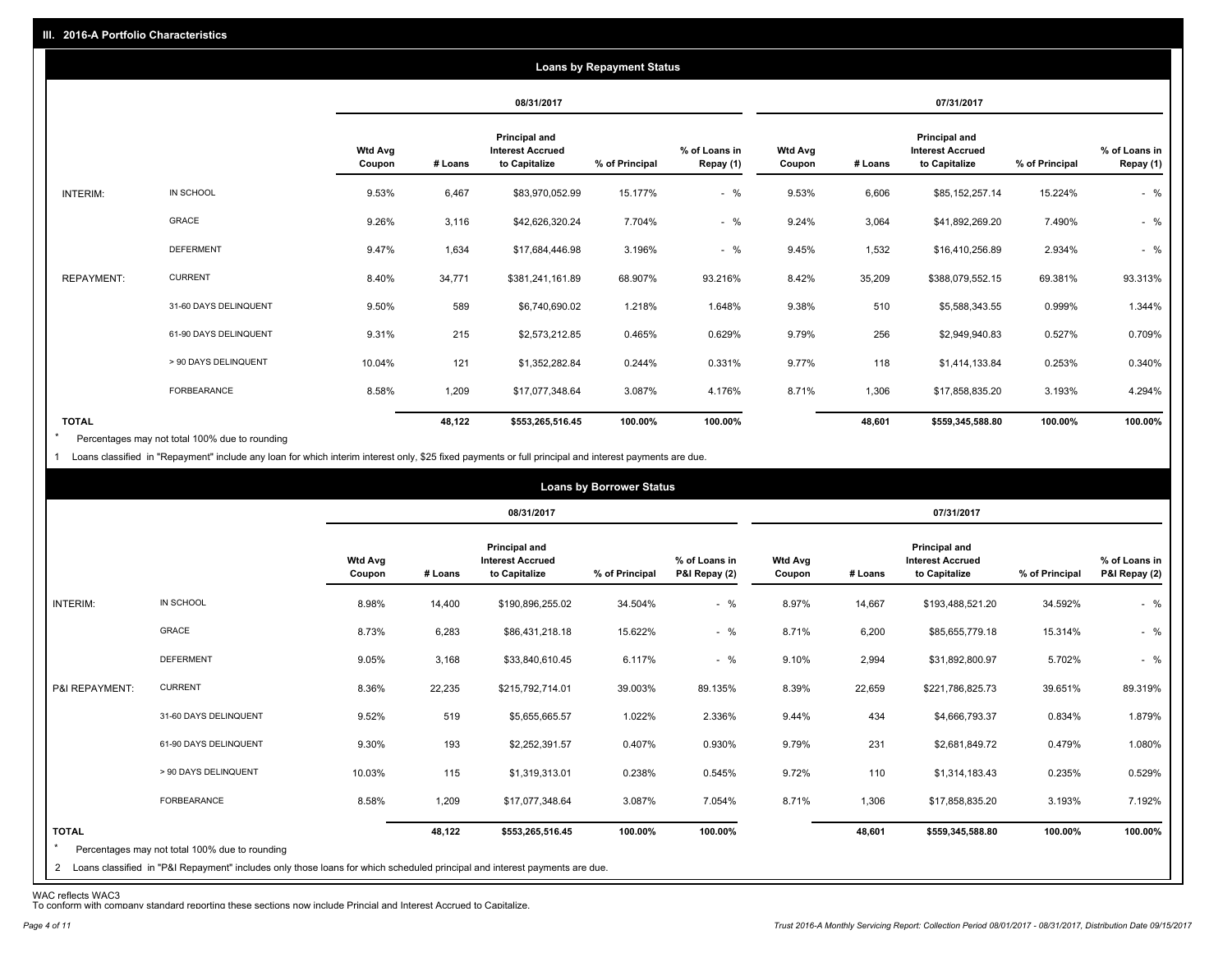## III. 2016-A Portfolio Characteristics

### Loans by Repayment Status

| | | 08/31/2017 | | | | | 07/31/2017 | | | | |
|---|---|---|---|---|---|---|---|---|---|---|---|
| | | Wtd Avg Coupon | # Loans | Principal and Interest Accrued to Capitalize | % of Principal | % of Loans in Repay (1) | Wtd Avg Coupon | # Loans | Principal and Interest Accrued to Capitalize | % of Principal | % of Loans in Repay (1) |
| INTERIM: | IN SCHOOL | 9.53% | 6,467 | $83,970,052.99 | 15.177% | - % | 9.53% | 6,606 | $85,152,257.14 | 15.224% | - % |
| | GRACE | 9.26% | 3,116 | $42,626,320.24 | 7.704% | - % | 9.24% | 3,064 | $41,892,269.20 | 7.490% | - % |
| | DEFERMENT | 9.47% | 1,634 | $17,684,446.98 | 3.196% | - % | 9.45% | 1,532 | $16,410,256.89 | 2.934% | - % |
| REPAYMENT: | CURRENT | 8.40% | 34,771 | $381,241,161.89 | 68.907% | 93.216% | 8.42% | 35,209 | $388,079,552.15 | 69.381% | 93.313% |
| | 31-60 DAYS DELINQUENT | 9.50% | 589 | $6,740,690.02 | 1.218% | 1.648% | 9.38% | 510 | $5,588,343.55 | 0.999% | 1.344% |
| | 61-90 DAYS DELINQUENT | 9.31% | 215 | $2,573,212.85 | 0.465% | 0.629% | 9.79% | 256 | $2,949,940.83 | 0.527% | 0.709% |
| | > 90 DAYS DELINQUENT | 10.04% | 121 | $1,352,282.84 | 0.244% | 0.331% | 9.77% | 118 | $1,414,133.84 | 0.253% | 0.340% |
| | FORBEARANCE | 8.58% | 1,209 | $17,077,348.64 | 3.087% | 4.176% | 8.71% | 1,306 | $17,858,835.20 | 3.193% | 4.294% |
| **TOTAL** | | | **48,122** | **$553,265,516.45** | **100.00%** | **100.00%** | | **48,601** | **$559,345,588.80** | **100.00%** | **100.00%** |

* Percentages may not total 100% due to rounding

1 Loans classified in "Repayment" include any loan for which interim interest only, $25 fixed payments or full principal and interest payments are due.

### Loans by Borrower Status

| | | 08/31/2017 | | | | | 07/31/2017 | | | | |
|---|---|---|---|---|---|---|---|---|---|---|---|
| | | Wtd Avg Coupon | # Loans | Principal and Interest Accrued to Capitalize | % of Principal | % of Loans in P&I Repay (2) | Wtd Avg Coupon | # Loans | Principal and Interest Accrued to Capitalize | % of Principal | % of Loans in P&I Repay (2) |
| INTERIM: | IN SCHOOL | 8.98% | 14,400 | $190,896,255.02 | 34.504% | - % | 8.97% | 14,667 | $193,488,521.20 | 34.592% | - % |
| | GRACE | 8.73% | 6,283 | $86,431,218.18 | 15.622% | - % | 8.71% | 6,200 | $85,655,779.18 | 15.314% | - % |
| | DEFERMENT | 9.05% | 3,168 | $33,840,610.45 | 6.117% | - % | 9.10% | 2,994 | $31,892,800.97 | 5.702% | - % |
| P&I REPAYMENT: | CURRENT | 8.36% | 22,235 | $215,792,714.01 | 39.003% | 89.135% | 8.39% | 22,659 | $221,786,825.73 | 39.651% | 89.319% |
| | 31-60 DAYS DELINQUENT | 9.52% | 519 | $5,655,665.57 | 1.022% | 2.336% | 9.44% | 434 | $4,666,793.37 | 0.834% | 1.879% |
| | 61-90 DAYS DELINQUENT | 9.30% | 193 | $2,252,391.57 | 0.407% | 0.930% | 9.79% | 231 | $2,681,849.72 | 0.479% | 1.080% |
| | > 90 DAYS DELINQUENT | 10.03% | 115 | $1,319,313.01 | 0.238% | 0.545% | 9.72% | 110 | $1,314,183.43 | 0.235% | 0.529% |
| | FORBEARANCE | 8.58% | 1,209 | $17,077,348.64 | 3.087% | 7.054% | 8.71% | 1,306 | $17,858,835.20 | 3.193% | 7.192% |
| **TOTAL** | | | **48,122** | **$553,265,516.45** | **100.00%** | **100.00%** | | **48,601** | **$559,345,588.80** | **100.00%** | **100.00%** |

* Percentages may not total 100% due to rounding

2 Loans classified in "P&I Repayment" includes only those loans for which scheduled principal and interest payments are due.

WAC reflects WAC3

To conform with company standard reporting these sections now include Princial and Interest Accrued to Capitalize.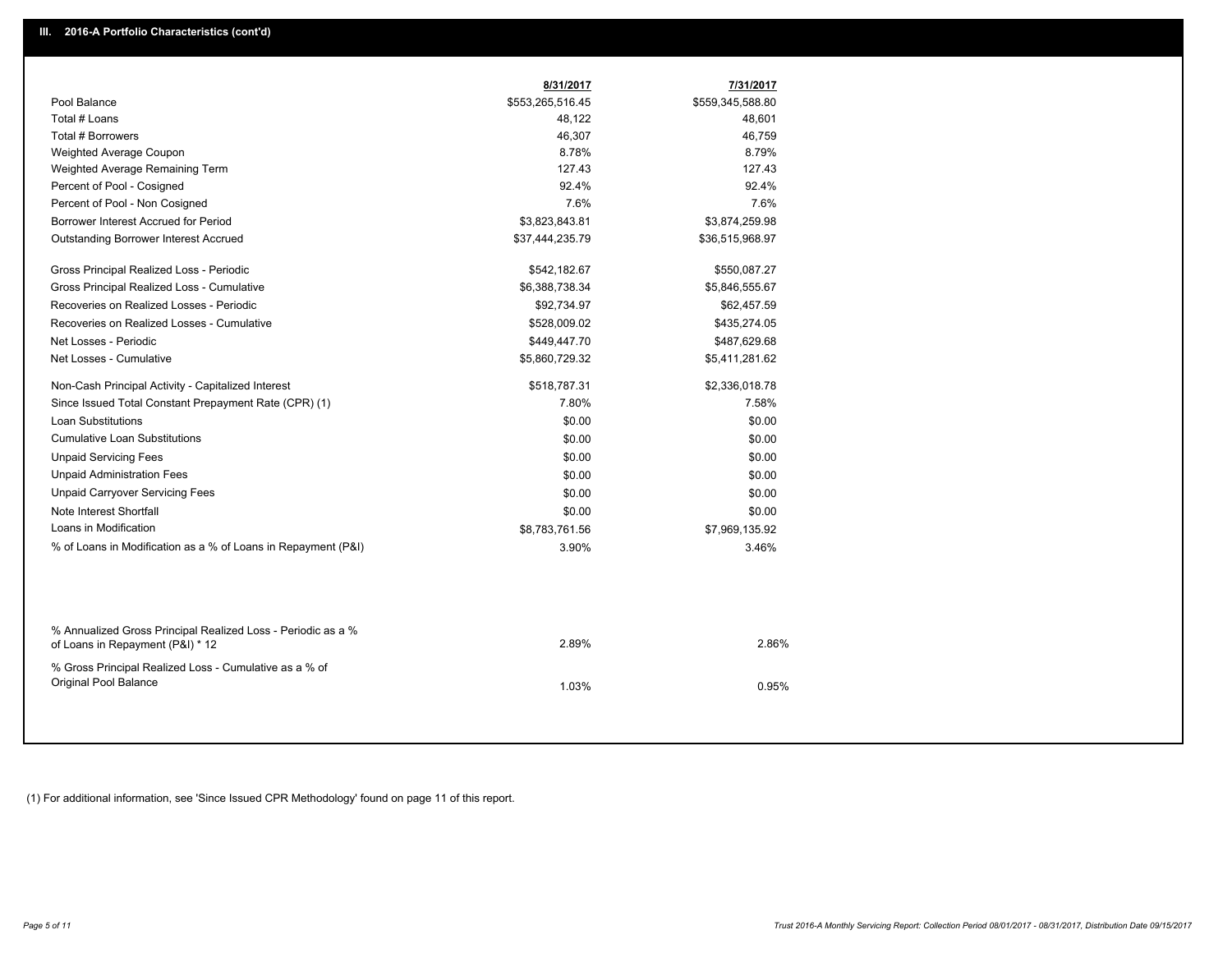## III. 2016-A Portfolio Characteristics (cont'd)

| | 8/31/2017 | 7/31/2017 |
|---|---|---|
| Pool Balance | $553,265,516.45 | $559,345,588.80 |
| Total # Loans | 48,122 | 48,601 |
| Total # Borrowers | 46,307 | 46,759 |
| Weighted Average Coupon | 8.78% | 8.79% |
| Weighted Average Remaining Term | 127.43 | 127.43 |
| Percent of Pool - Cosigned | 92.4% | 92.4% |
| Percent of Pool - Non Cosigned | 7.6% | 7.6% |
| Borrower Interest Accrued for Period | $3,823,843.81 | $3,874,259.98 |
| Outstanding Borrower Interest Accrued | $37,444,235.79 | $36,515,968.97 |
| Gross Principal Realized Loss - Periodic | $542,182.67 | $550,087.27 |
| Gross Principal Realized Loss - Cumulative | $6,388,738.34 | $5,846,555.67 |
| Recoveries on Realized Losses - Periodic | $92,734.97 | $62,457.59 |
| Recoveries on Realized Losses - Cumulative | $528,009.02 | $435,274.05 |
| Net Losses - Periodic | $449,447.70 | $487,629.68 |
| Net Losses - Cumulative | $5,860,729.32 | $5,411,281.62 |
| Non-Cash Principal Activity - Capitalized Interest | $518,787.31 | $2,336,018.78 |
| Since Issued Total Constant Prepayment Rate (CPR) (1) | 7.80% | 7.58% |
| Loan Substitutions | $0.00 | $0.00 |
| Cumulative Loan Substitutions | $0.00 | $0.00 |
| Unpaid Servicing Fees | $0.00 | $0.00 |
| Unpaid Administration Fees | $0.00 | $0.00 |
| Unpaid Carryover Servicing Fees | $0.00 | $0.00 |
| Note Interest Shortfall | $0.00 | $0.00 |
| Loans in Modification | $8,783,761.56 | $7,969,135.92 |
| % of Loans in Modification as a % of Loans in Repayment (P&I) | 3.90% | 3.46% |
| % Annualized Gross Principal Realized Loss - Periodic as a % of Loans in Repayment (P&I) * 12 | 2.89% | 2.86% |
| % Gross Principal Realized Loss - Cumulative as a % of Original Pool Balance | 1.03% | 0.95% |

(1) For additional information, see 'Since Issued CPR Methodology' found on page 11 of this report.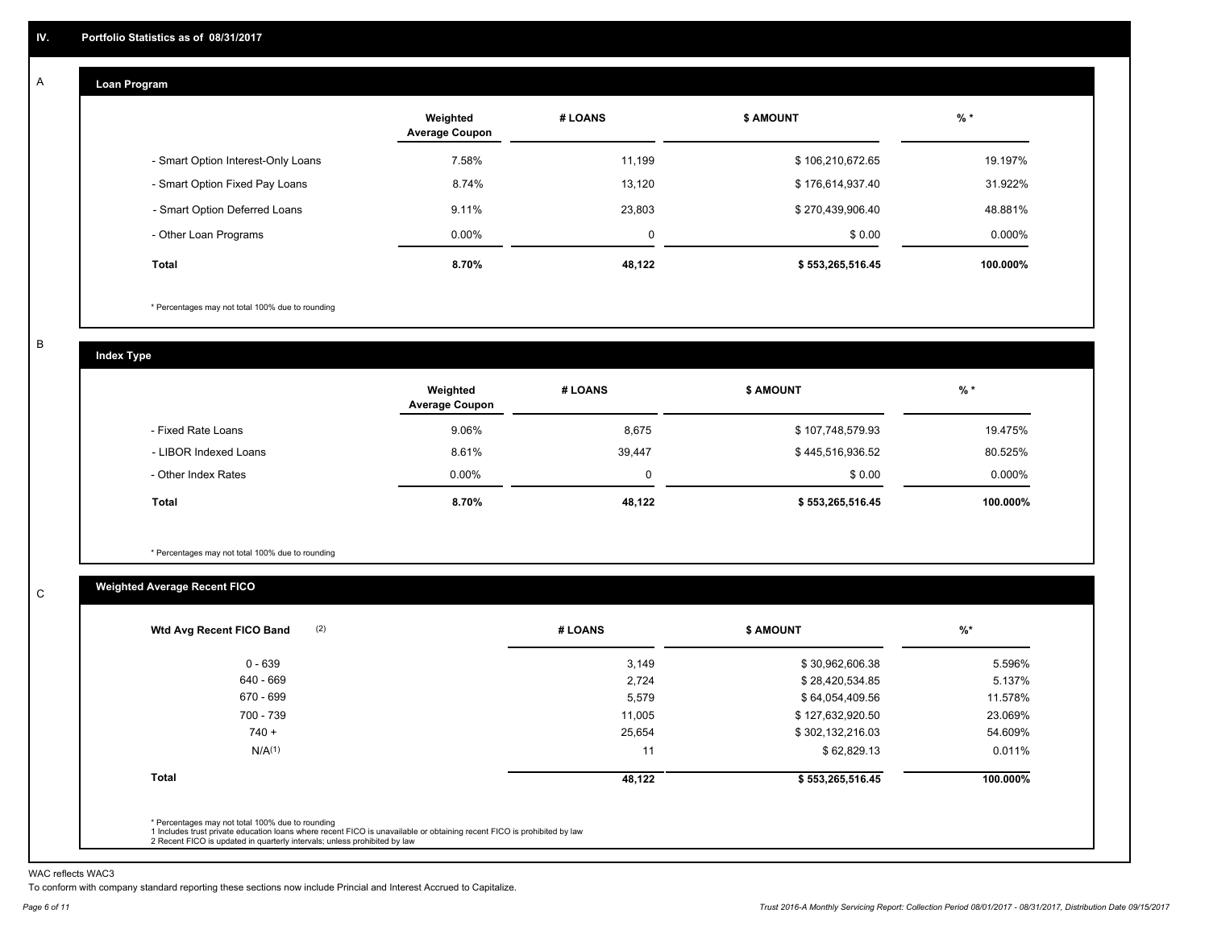## IV. Portfolio Statistics as of 08/31/2017

### A Loan Program

| | Weighted Average Coupon | # LOANS | $ AMOUNT | % * |
|---|---|---|---|---|
| - Smart Option Interest-Only Loans | 7.58% | 11,199 | $ 106,210,672.65 | 19.197% |
| - Smart Option Fixed Pay Loans | 8.74% | 13,120 | $ 176,614,937.40 | 31.922% |
| - Smart Option Deferred Loans | 9.11% | 23,803 | $ 270,439,906.40 | 48.881% |
| - Other Loan Programs | 0.00% | 0 | $ 0.00 | 0.000% |
| **Total** | **8.70%** | **48,122** | **$ 553,265,516.45** | **100.000%** |

* Percentages may not total 100% due to rounding

### B Index Type

| | Weighted Average Coupon | # LOANS | $ AMOUNT | % * |
|---|---|---|---|---|
| - Fixed Rate Loans | 9.06% | 8,675 | $ 107,748,579.93 | 19.475% |
| - LIBOR Indexed Loans | 8.61% | 39,447 | $ 445,516,936.52 | 80.525% |
| - Other Index Rates | 0.00% | 0 | $ 0.00 | 0.000% |
| **Total** | **8.70%** | **48,122** | **$ 553,265,516.45** | **100.000%** |

* Percentages may not total 100% due to rounding

### C Weighted Average Recent FICO

| Wtd Avg Recent FICO Band (2) | # LOANS | $ AMOUNT | %* |
|---|---|---|---|
| 0 - 639 | 3,149 | $ 30,962,606.38 | 5.596% |
| 640 - 669 | 2,724 | $ 28,420,534.85 | 5.137% |
| 670 - 699 | 5,579 | $ 64,054,409.56 | 11.578% |
| 700 - 739 | 11,005 | $ 127,632,920.50 | 23.069% |
| 740 + | 25,654 | $ 302,132,216.03 | 54.609% |
| N/A(1) | 11 | $ 62,829.13 | 0.011% |
| **Total** | **48,122** | **$ 553,265,516.45** | **100.000%** |

* Percentages may not total 100% due to rounding
1 Includes trust private education loans where recent FICO is unavailable or obtaining recent FICO is prohibited by law
2 Recent FICO is updated in quarterly intervals; unless prohibited by law

WAC reflects WAC3
To conform with company standard reporting these sections now include Princial and Interest Accrued to Capitalize.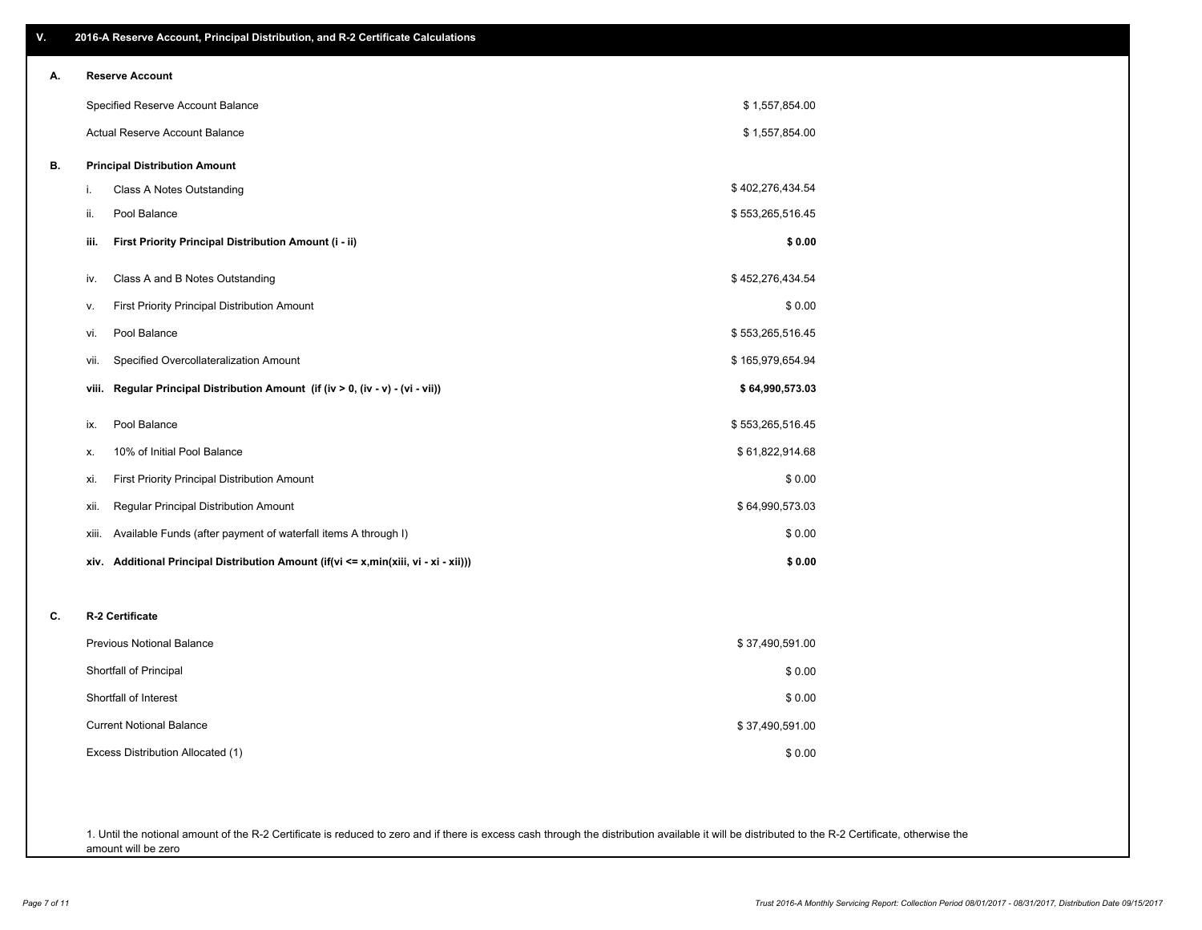## V. 2016-A Reserve Account, Principal Distribution, and R-2 Certificate Calculations

### A. Reserve Account

| | |
|---|---|
| Specified Reserve Account Balance | $ 1,557,854.00 |
| Actual Reserve Account Balance | $ 1,557,854.00 |

### B. Principal Distribution Amount

| | | |
|---|---|---|
| i. | Class A Notes Outstanding | $ 402,276,434.54 |
| ii. | Pool Balance | $ 553,265,516.45 |
| **iii.** | **First Priority Principal Distribution Amount (i - ii)** | **$ 0.00** |
| iv. | Class A and B Notes Outstanding | $ 452,276,434.54 |
| v. | First Priority Principal Distribution Amount | $ 0.00 |
| vi. | Pool Balance | $ 553,265,516.45 |
| vii. | Specified Overcollateralization Amount | $ 165,979,654.94 |
| **viii.** | **Regular Principal Distribution Amount (if (iv > 0, (iv - v) - (vi - vii))** | **$ 64,990,573.03** |
| ix. | Pool Balance | $ 553,265,516.45 |
| x. | 10% of Initial Pool Balance | $ 61,822,914.68 |
| xi. | First Priority Principal Distribution Amount | $ 0.00 |
| xii. | Regular Principal Distribution Amount | $ 64,990,573.03 |
| xiii. | Available Funds (after payment of waterfall items A through I) | $ 0.00 |
| **xiv.** | **Additional Principal Distribution Amount (if(vi <= x,min(xiii, vi - xi - xii)))** | **$ 0.00** |

### C. R-2 Certificate

| | |
|---|---|
| Previous Notional Balance | $ 37,490,591.00 |
| Shortfall of Principal | $ 0.00 |
| Shortfall of Interest | $ 0.00 |
| Current Notional Balance | $ 37,490,591.00 |
| Excess Distribution Allocated (1) | $ 0.00 |

1. Until the notional amount of the R-2 Certificate is reduced to zero and if there is excess cash through the distribution available it will be distributed to the R-2 Certificate, otherwise the amount will be zero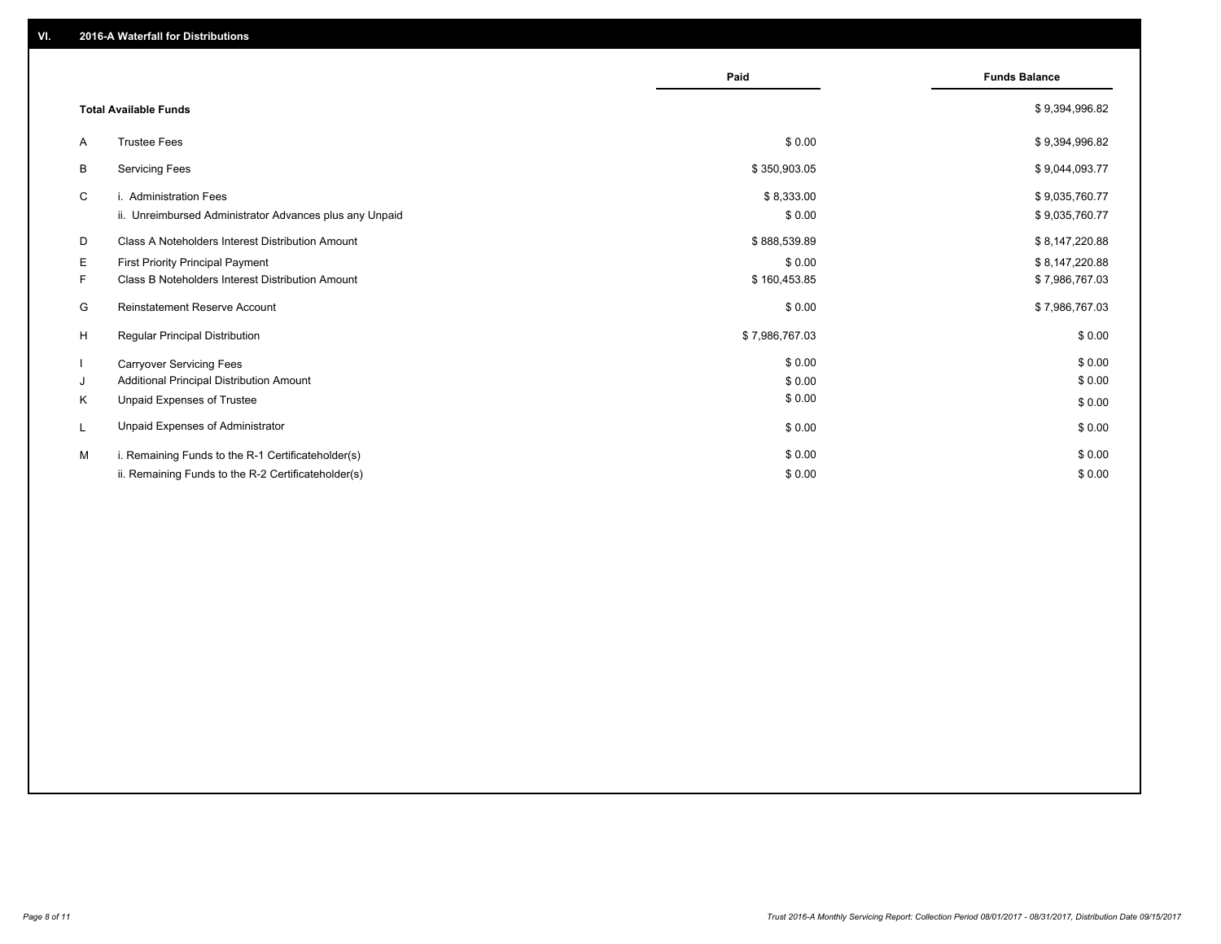## VI. 2016-A Waterfall for Distributions

| | | Paid | Funds Balance |
|---|---|---|---|
| | **Total Available Funds** | | $ 9,394,996.82 |
| A | Trustee Fees | $ 0.00 | $ 9,394,996.82 |
| B | Servicing Fees | $ 350,903.05 | $ 9,044,093.77 |
| C | i. Administration Fees | $ 8,333.00 | $ 9,035,760.77 |
| | ii. Unreimbursed Administrator Advances plus any Unpaid | $ 0.00 | $ 9,035,760.77 |
| D | Class A Noteholders Interest Distribution Amount | $ 888,539.89 | $ 8,147,220.88 |
| E | First Priority Principal Payment | $ 0.00 | $ 8,147,220.88 |
| F | Class B Noteholders Interest Distribution Amount | $ 160,453.85 | $ 7,986,767.03 |
| G | Reinstatement Reserve Account | $ 0.00 | $ 7,986,767.03 |
| H | Regular Principal Distribution | $ 7,986,767.03 | $ 0.00 |
| I | Carryover Servicing Fees | $ 0.00 | $ 0.00 |
| J | Additional Principal Distribution Amount | $ 0.00 | $ 0.00 |
| K | Unpaid Expenses of Trustee | $ 0.00 | $ 0.00 |
| L | Unpaid Expenses of Administrator | $ 0.00 | $ 0.00 |
| M | i. Remaining Funds to the R-1 Certificateholder(s) | $ 0.00 | $ 0.00 |
| | ii. Remaining Funds to the R-2 Certificateholder(s) | $ 0.00 | $ 0.00 |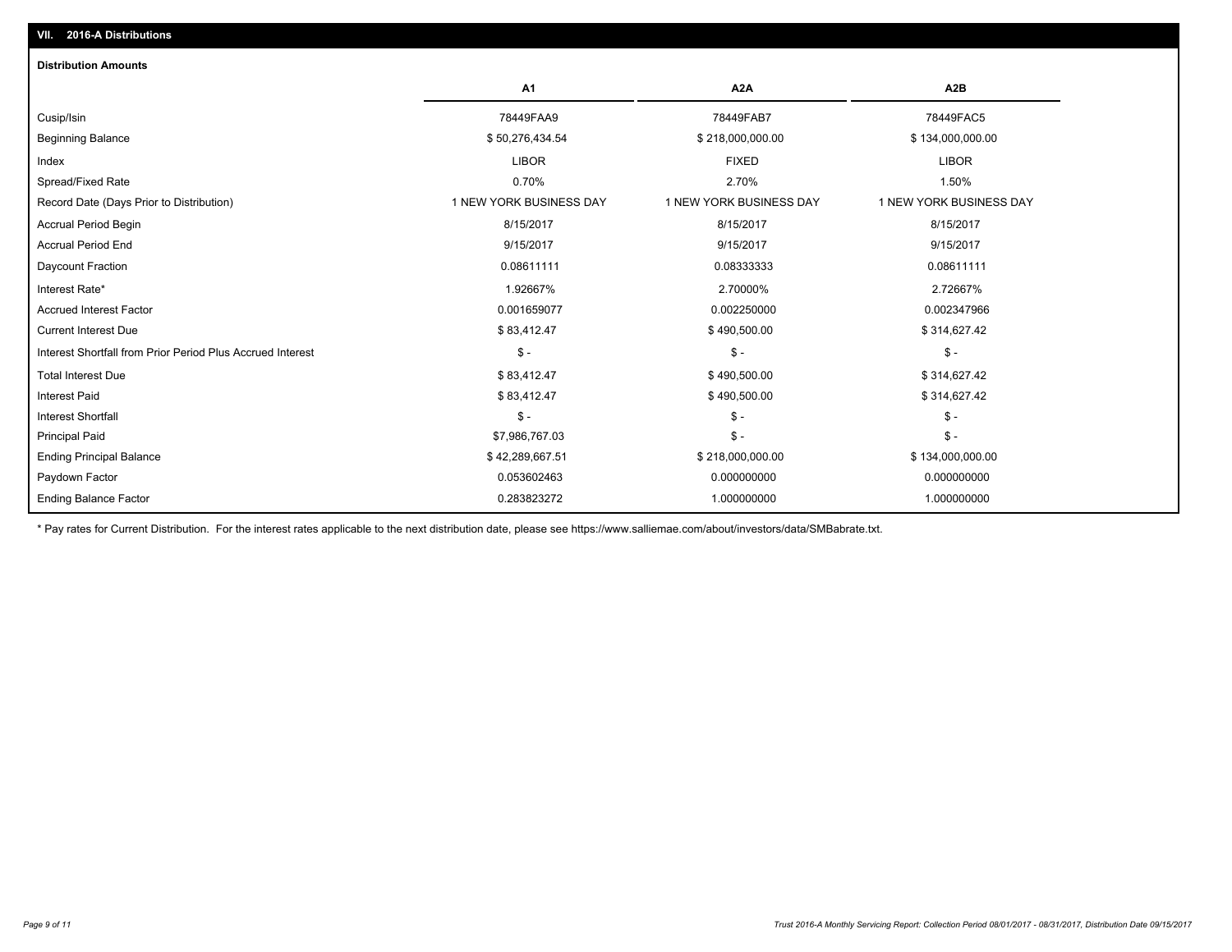## VII. 2016-A Distributions

### Distribution Amounts

| | A1 | A2A | A2B |
|---|---|---|---|
| Cusip/Isin | 78449FAA9 | 78449FAB7 | 78449FAC5 |
| Beginning Balance | $ 50,276,434.54 | $ 218,000,000.00 | $ 134,000,000.00 |
| Index | LIBOR | FIXED | LIBOR |
| Spread/Fixed Rate | 0.70% | 2.70% | 1.50% |
| Record Date (Days Prior to Distribution) | 1 NEW YORK BUSINESS DAY | 1 NEW YORK BUSINESS DAY | 1 NEW YORK BUSINESS DAY |
| Accrual Period Begin | 8/15/2017 | 8/15/2017 | 8/15/2017 |
| Accrual Period End | 9/15/2017 | 9/15/2017 | 9/15/2017 |
| Daycount Fraction | 0.08611111 | 0.08333333 | 0.08611111 |
| Interest Rate* | 1.92667% | 2.70000% | 2.72667% |
| Accrued Interest Factor | 0.001659077 | 0.002250000 | 0.002347966 |
| Current Interest Due | $ 83,412.47 | $ 490,500.00 | $ 314,627.42 |
| Interest Shortfall from Prior Period Plus Accrued Interest | $ - | $ - | $ - |
| Total Interest Due | $ 83,412.47 | $ 490,500.00 | $ 314,627.42 |
| Interest Paid | $ 83,412.47 | $ 490,500.00 | $ 314,627.42 |
| Interest Shortfall | $ - | $ - | $ - |
| Principal Paid | $7,986,767.03 | $ - | $ - |
| Ending Principal Balance | $ 42,289,667.51 | $ 218,000,000.00 | $ 134,000,000.00 |
| Paydown Factor | 0.053602463 | 0.000000000 | 0.000000000 |
| Ending Balance Factor | 0.283823272 | 1.000000000 | 1.000000000 |

* Pay rates for Current Distribution. For the interest rates applicable to the next distribution date, please see https://www.salliemae.com/about/investors/data/SMBabrate.txt.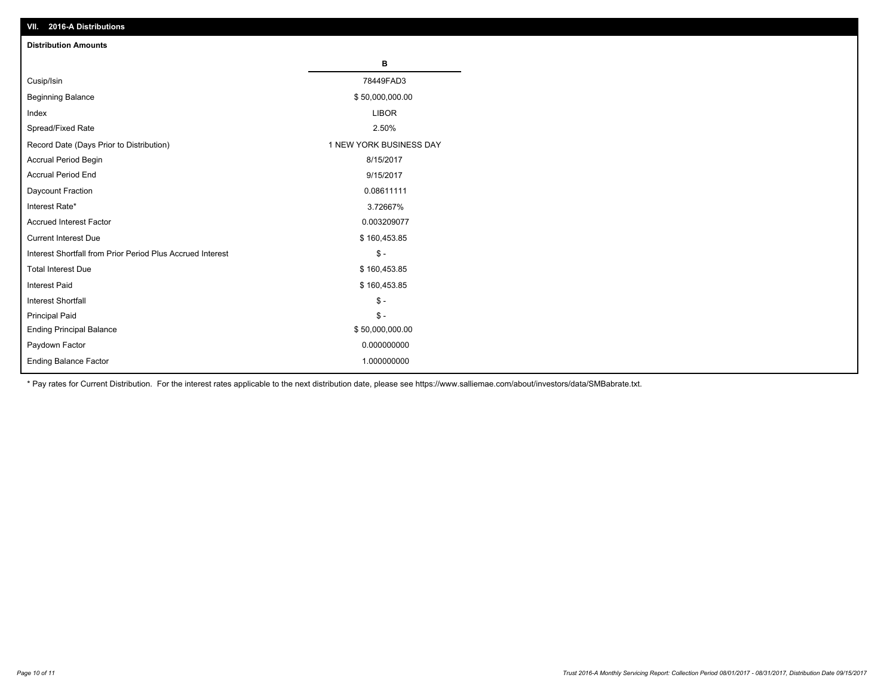## VII. 2016-A Distributions

### Distribution Amounts

| | B |
|---|---|
| Cusip/Isin | 78449FAD3 |
| Beginning Balance | $ 50,000,000.00 |
| Index | LIBOR |
| Spread/Fixed Rate | 2.50% |
| Record Date (Days Prior to Distribution) | 1 NEW YORK BUSINESS DAY |
| Accrual Period Begin | 8/15/2017 |
| Accrual Period End | 9/15/2017 |
| Daycount Fraction | 0.08611111 |
| Interest Rate* | 3.72667% |
| Accrued Interest Factor | 0.003209077 |
| Current Interest Due | $ 160,453.85 |
| Interest Shortfall from Prior Period Plus Accrued Interest | $ - |
| Total Interest Due | $ 160,453.85 |
| Interest Paid | $ 160,453.85 |
| Interest Shortfall | $ - |
| Principal Paid | $ - |
| Ending Principal Balance | $ 50,000,000.00 |
| Paydown Factor | 0.000000000 |
| Ending Balance Factor | 1.000000000 |

* Pay rates for Current Distribution. For the interest rates applicable to the next distribution date, please see https://www.salliemae.com/about/investors/data/SMBabrate.txt.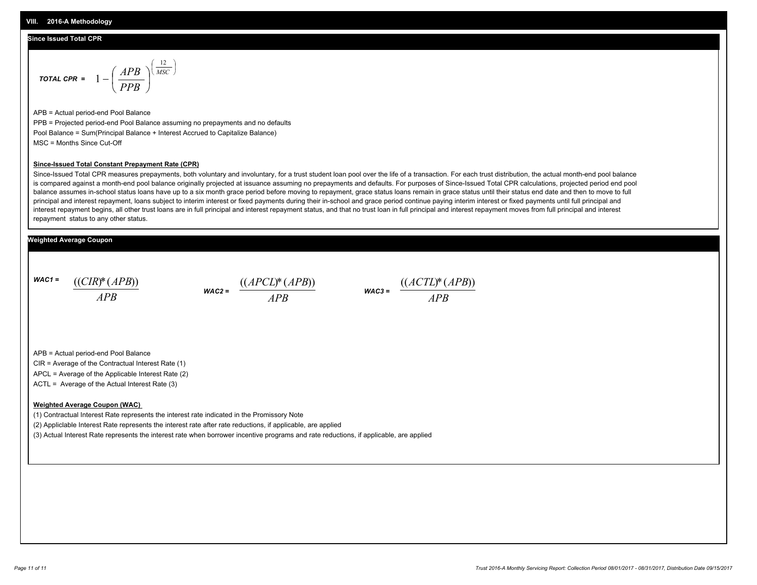## VIII. 2016-A Methodology

### Since Issued Total CPR

$$\textit{TOTAL CPR} = 1 - \left( \frac{APB}{PPB} \right)^{\left( \frac{12}{MSC} \right)}$$

APB = Actual period-end Pool Balance

PPB = Projected period-end Pool Balance assuming no prepayments and no defaults

Pool Balance = Sum(Principal Balance + Interest Accrued to Capitalize Balance)

MSC = Months Since Cut-Off

**Since-Issued Total Constant Prepayment Rate (CPR)**

Since-Issued Total CPR measures prepayments, both voluntary and involuntary, for a trust student loan pool over the life of a transaction. For each trust distribution, the actual month-end pool balance is compared against a month-end pool balance originally projected at issuance assuming no prepayments and defaults. For purposes of Since-Issued Total CPR calculations, projected period end pool balance assumes in-school status loans have up to a six month grace period before moving to repayment, grace status loans remain in grace status until their status end date and then to move to full principal and interest repayment, loans subject to interim interest or fixed payments during their in-school and grace period continue paying interim interest or fixed payments until full principal and interest repayment begins, all other trust loans are in full principal and interest repayment status, and that no trust loan in full principal and interest repayment moves from full principal and interest repayment status to any other status.

### Weighted Average Coupon

$$\textit{WAC1} = \frac{((CIR)*(APB))}{APB} \qquad \textit{WAC2} = \frac{((APCL)*(APB))}{APB} \qquad \textit{WAC3} = \frac{((ACTL)*(APB))}{APB}$$

APB = Actual period-end Pool Balance

CIR = Average of the Contractual Interest Rate (1)

APCL = Average of the Applicable Interest Rate (2)

ACTL = Average of the Actual Interest Rate (3)

**Weighted Average Coupon (WAC)**

(1) Contractual Interest Rate represents the interest rate indicated in the Promissory Note

(2) Appliclable Interest Rate represents the interest rate after rate reductions, if applicable, are applied

(3) Actual Interest Rate represents the interest rate when borrower incentive programs and rate reductions, if applicable, are applied